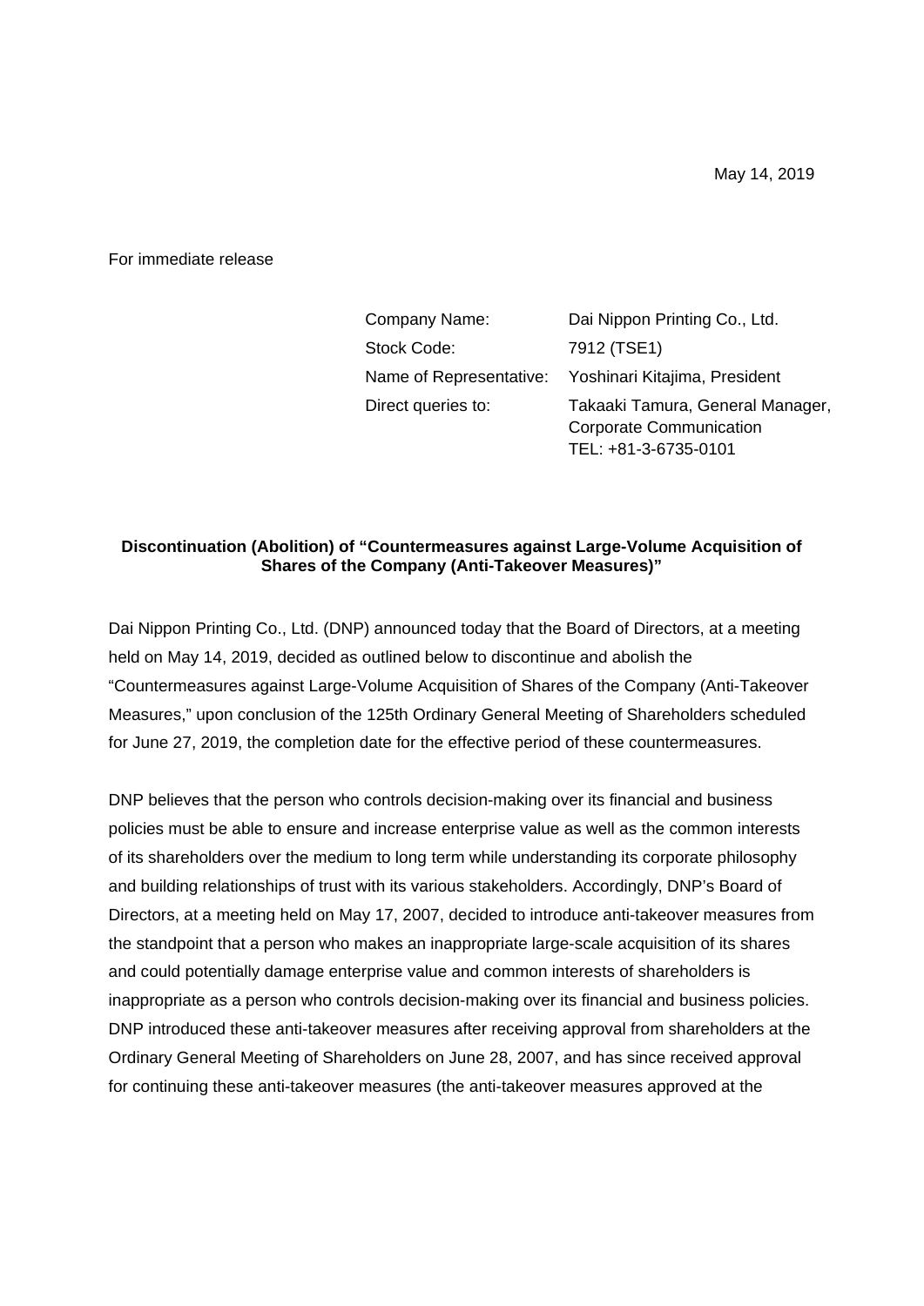May 14, 2019

For immediate release

| | |
|---|---|
| Company Name: | Dai Nippon Printing Co., Ltd. |
| Stock Code: | 7912 (TSE1) |
| Name of Representative: | Yoshinari Kitajima, President |
| Direct queries to: | Takaaki Tamura, General Manager, Corporate Communication TEL: +81-3-6735-0101 |

**Discontinuation (Abolition) of "Countermeasures against Large-Volume Acquisition of Shares of the Company (Anti-Takeover Measures)"**

Dai Nippon Printing Co., Ltd. (DNP) announced today that the Board of Directors, at a meeting held on May 14, 2019, decided as outlined below to discontinue and abolish the "Countermeasures against Large-Volume Acquisition of Shares of the Company (Anti-Takeover Measures," upon conclusion of the 125th Ordinary General Meeting of Shareholders scheduled for June 27, 2019, the completion date for the effective period of these countermeasures.

DNP believes that the person who controls decision-making over its financial and business policies must be able to ensure and increase enterprise value as well as the common interests of its shareholders over the medium to long term while understanding its corporate philosophy and building relationships of trust with its various stakeholders. Accordingly, DNP's Board of Directors, at a meeting held on May 17, 2007, decided to introduce anti-takeover measures from the standpoint that a person who makes an inappropriate large-scale acquisition of its shares and could potentially damage enterprise value and common interests of shareholders is inappropriate as a person who controls decision-making over its financial and business policies. DNP introduced these anti-takeover measures after receiving approval from shareholders at the Ordinary General Meeting of Shareholders on June 28, 2007, and has since received approval for continuing these anti-takeover measures (the anti-takeover measures approved at the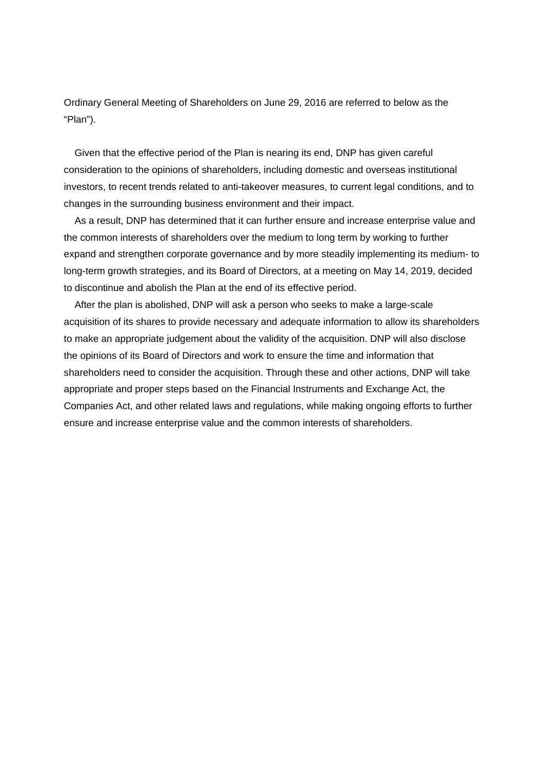Ordinary General Meeting of Shareholders on June 29, 2016 are referred to below as the "Plan").

Given that the effective period of the Plan is nearing its end, DNP has given careful consideration to the opinions of shareholders, including domestic and overseas institutional investors, to recent trends related to anti-takeover measures, to current legal conditions, and to changes in the surrounding business environment and their impact.

As a result, DNP has determined that it can further ensure and increase enterprise value and the common interests of shareholders over the medium to long term by working to further expand and strengthen corporate governance and by more steadily implementing its medium- to long-term growth strategies, and its Board of Directors, at a meeting on May 14, 2019, decided to discontinue and abolish the Plan at the end of its effective period.

After the plan is abolished, DNP will ask a person who seeks to make a large-scale acquisition of its shares to provide necessary and adequate information to allow its shareholders to make an appropriate judgement about the validity of the acquisition. DNP will also disclose the opinions of its Board of Directors and work to ensure the time and information that shareholders need to consider the acquisition. Through these and other actions, DNP will take appropriate and proper steps based on the Financial Instruments and Exchange Act, the Companies Act, and other related laws and regulations, while making ongoing efforts to further ensure and increase enterprise value and the common interests of shareholders.